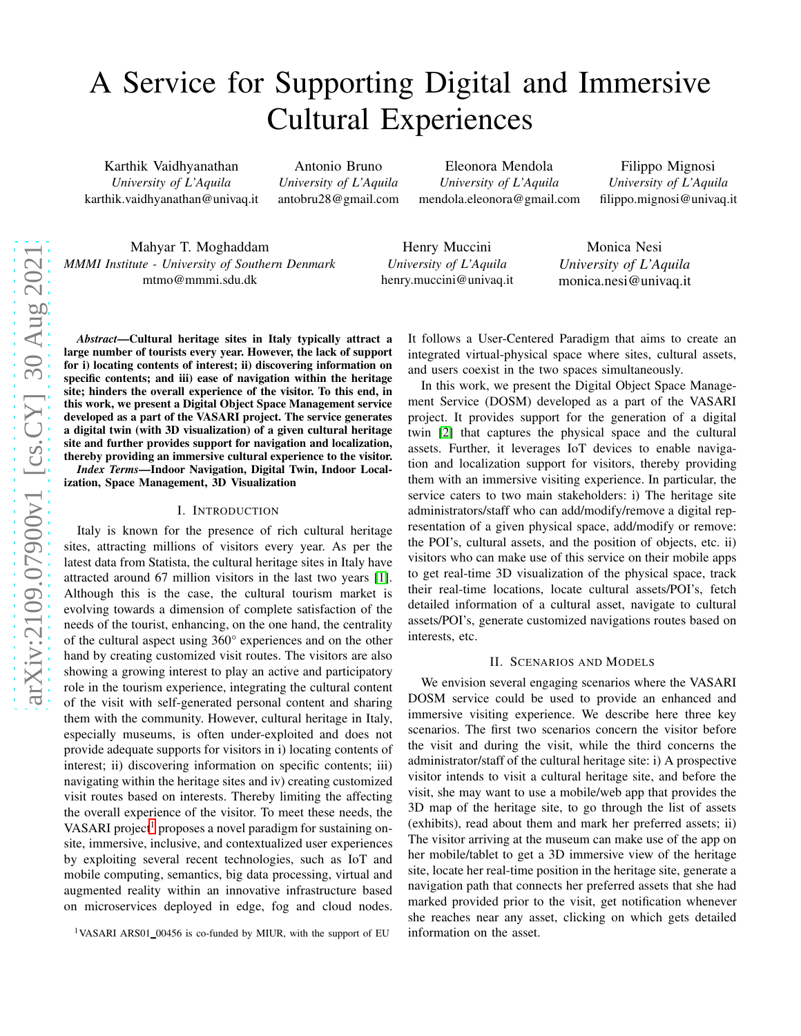# A Service for Supporting Digital and Immersive Cultural Experiences

Karthik Vaidhyanathan
*University of L'Aquila*
karthik.vaidhyanathan@univaq.it

Antonio Bruno
*University of L'Aquila*
antobru28@gmail.com

Eleonora Mendola
*University of L'Aquila*
mendola.eleonora@gmail.com

Filippo Mignosi
*University of L'Aquila*
filippo.mignosi@univaq.it

Mahyar T. Moghaddam
*MMMI Institute - University of Southern Denmark*
mtmo@mmmi.sdu.dk

Henry Muccini
*University of L'Aquila*
henry.muccini@univaq.it

Monica Nesi
*University of L'Aquila*
monica.nesi@univaq.it

***Abstract*—Cultural heritage sites in Italy typically attract a large number of tourists every year. However, the lack of support for i) locating contents of interest; ii) discovering information on specific contents; and iii) ease of navigation within the heritage site; hinders the overall experience of the visitor. To this end, in this work, we present a Digital Object Space Management service developed as a part of the VASARI project. The service generates a digital twin (with 3D visualization) of a given cultural heritage site and further provides support for navigation and localization, thereby providing an immersive cultural experience to the visitor.**

***Index Terms*—Indoor Navigation, Digital Twin, Indoor Localization, Space Management, 3D Visualization**

## I. Introduction

Italy is known for the presence of rich cultural heritage sites, attracting millions of visitors every year. As per the latest data from Statista, the cultural heritage sites in Italy have attracted around 67 million visitors in the last two years [1]. Although this is the case, the cultural tourism market is evolving towards a dimension of complete satisfaction of the needs of the tourist, enhancing, on the one hand, the centrality of the cultural aspect using 360° experiences and on the other hand by creating customized visit routes. The visitors are also showing a growing interest to play an active and participatory role in the tourism experience, integrating the cultural content of the visit with self-generated personal content and sharing them with the community. However, cultural heritage in Italy, especially museums, is often under-exploited and does not provide adequate supports for visitors in i) locating contents of interest; ii) discovering information on specific contents; iii) navigating within the heritage sites and iv) creating customized visit routes based on interests. Thereby limiting the affecting the overall experience of the visitor. To meet these needs, the VASARI project[1] proposes a novel paradigm for sustaining on-site, immersive, inclusive, and contextualized user experiences by exploiting several recent technologies, such as IoT and mobile computing, semantics, big data processing, virtual and augmented reality within an innovative infrastructure based on microservices deployed in edge, fog and cloud nodes. It follows a User-Centered Paradigm that aims to create an integrated virtual-physical space where sites, cultural assets, and users coexist in the two spaces simultaneously.

In this work, we present the Digital Object Space Management Service (DOSM) developed as a part of the VASARI project. It provides support for the generation of a digital twin [2] that captures the physical space and the cultural assets. Further, it leverages IoT devices to enable navigation and localization support for visitors, thereby providing them with an immersive visiting experience. In particular, the service caters to two main stakeholders: i) The heritage site administrators/staff who can add/modify/remove a digital representation of a given physical space, add/modify or remove: the POI's, cultural assets, and the position of objects, etc. ii) visitors who can make use of this service on their mobile apps to get real-time 3D visualization of the physical space, track their real-time locations, locate cultural assets/POI's, fetch detailed information of a cultural asset, navigate to cultural assets/POI's, generate customized navigations routes based on interests, etc.

## II. Scenarios and Models

We envision several engaging scenarios where the VASARI DOSM service could be used to provide an enhanced and immersive visiting experience. We describe here three key scenarios. The first two scenarios concern the visitor before the visit and during the visit, while the third concerns the administrator/staff of the cultural heritage site: i) A prospective visitor intends to visit a cultural heritage site, and before the visit, she may want to use a mobile/web app that provides the 3D map of the heritage site, to go through the list of assets (exhibits), read about them and mark her preferred assets; ii) The visitor arriving at the museum can make use of the app on her mobile/tablet to get a 3D immersive view of the heritage site, locate her real-time position in the heritage site, generate a navigation path that connects her preferred assets that she had marked provided prior to the visit, get notification whenever she reaches near any asset, clicking on which gets detailed information on the asset.

[1] VASARI ARS01_00456 is co-funded by MIUR, with the support of EU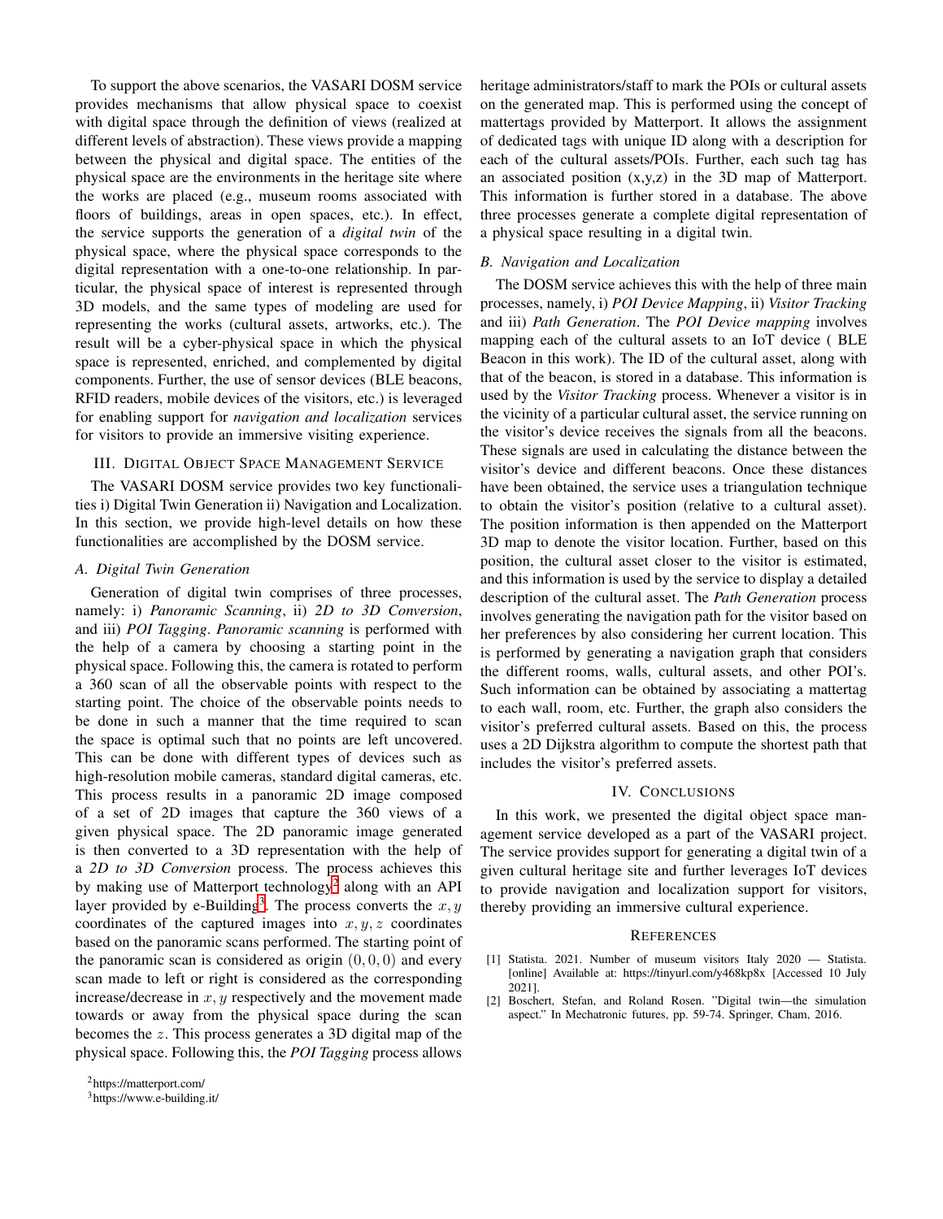To support the above scenarios, the VASARI DOSM service provides mechanisms that allow physical space to coexist with digital space through the definition of views (realized at different levels of abstraction). These views provide a mapping between the physical and digital space. The entities of the physical space are the environments in the heritage site where the works are placed (e.g., museum rooms associated with floors of buildings, areas in open spaces, etc.). In effect, the service supports the generation of a *digital twin* of the physical space, where the physical space corresponds to the digital representation with a one-to-one relationship. In particular, the physical space of interest is represented through 3D models, and the same types of modeling are used for representing the works (cultural assets, artworks, etc.). The result will be a cyber-physical space in which the physical space is represented, enriched, and complemented by digital components. Further, the use of sensor devices (BLE beacons, RFID readers, mobile devices of the visitors, etc.) is leveraged for enabling support for *navigation and localization* services for visitors to provide an immersive visiting experience.

## III. Digital Object Space Management Service

The VASARI DOSM service provides two key functionalities i) Digital Twin Generation ii) Navigation and Localization. In this section, we provide high-level details on how these functionalities are accomplished by the DOSM service.

### A. Digital Twin Generation

Generation of digital twin comprises of three processes, namely: i) *Panoramic Scanning*, ii) *2D to 3D Conversion*, and iii) *POI Tagging*. *Panoramic scanning* is performed with the help of a camera by choosing a starting point in the physical space. Following this, the camera is rotated to perform a 360 scan of all the observable points with respect to the starting point. The choice of the observable points needs to be done in such a manner that the time required to scan the space is optimal such that no points are left uncovered. This can be done with different types of devices such as high-resolution mobile cameras, standard digital cameras, etc. This process results in a panoramic 2D image composed of a set of 2D images that capture the 360 views of a given physical space. The 2D panoramic image generated is then converted to a 3D representation with the help of a *2D to 3D Conversion* process. The process achieves this by making use of Matterport technology[2] along with an API layer provided by e-Building[3]. The process converts the $x, y$ coordinates of the captured images into $x, y, z$ coordinates based on the panoramic scans performed. The starting point of the panoramic scan is considered as origin $(0, 0, 0)$ and every scan made to left or right is considered as the corresponding increase/decrease in $x, y$ respectively and the movement made towards or away from the physical space during the scan becomes the $z$. This process generates a 3D digital map of the physical space. Following this, the *POI Tagging* process allows heritage administrators/staff to mark the POIs or cultural assets on the generated map. This is performed using the concept of mattertags provided by Matterport. It allows the assignment of dedicated tags with unique ID along with a description for each of the cultural assets/POIs. Further, each such tag has an associated position (x,y,z) in the 3D map of Matterport. This information is further stored in a database. The above three processes generate a complete digital representation of a physical space resulting in a digital twin.

### B. Navigation and Localization

The DOSM service achieves this with the help of three main processes, namely, i) *POI Device Mapping*, ii) *Visitor Tracking* and iii) *Path Generation*. The *POI Device mapping* involves mapping each of the cultural assets to an IoT device ( BLE Beacon in this work). The ID of the cultural asset, along with that of the beacon, is stored in a database. This information is used by the *Visitor Tracking* process. Whenever a visitor is in the vicinity of a particular cultural asset, the service running on the visitor's device receives the signals from all the beacons. These signals are used in calculating the distance between the visitor's device and different beacons. Once these distances have been obtained, the service uses a triangulation technique to obtain the visitor's position (relative to a cultural asset). The position information is then appended on the Matterport 3D map to denote the visitor location. Further, based on this position, the cultural asset closer to the visitor is estimated, and this information is used by the service to display a detailed description of the cultural asset. The *Path Generation* process involves generating the navigation path for the visitor based on her preferences by also considering her current location. This is performed by generating a navigation graph that considers the different rooms, walls, cultural assets, and other POI's. Such information can be obtained by associating a mattertag to each wall, room, etc. Further, the graph also considers the visitor's preferred cultural assets. Based on this, the process uses a 2D Dijkstra algorithm to compute the shortest path that includes the visitor's preferred assets.

## IV. Conclusions

In this work, we presented the digital object space management service developed as a part of the VASARI project. The service provides support for generating a digital twin of a given cultural heritage site and further leverages IoT devices to provide navigation and localization support for visitors, thereby providing an immersive cultural experience.

## References

[1] Statista. 2021. Number of museum visitors Italy 2020 — Statista. [online] Available at: https://tinyurl.com/y468kp8x [Accessed 10 July 2021].

[2] Boschert, Stefan, and Roland Rosen. "Digital twin—the simulation aspect." In Mechatronic futures, pp. 59-74. Springer, Cham, 2016.

[2] https://matterport.com/

[3] https://www.e-building.it/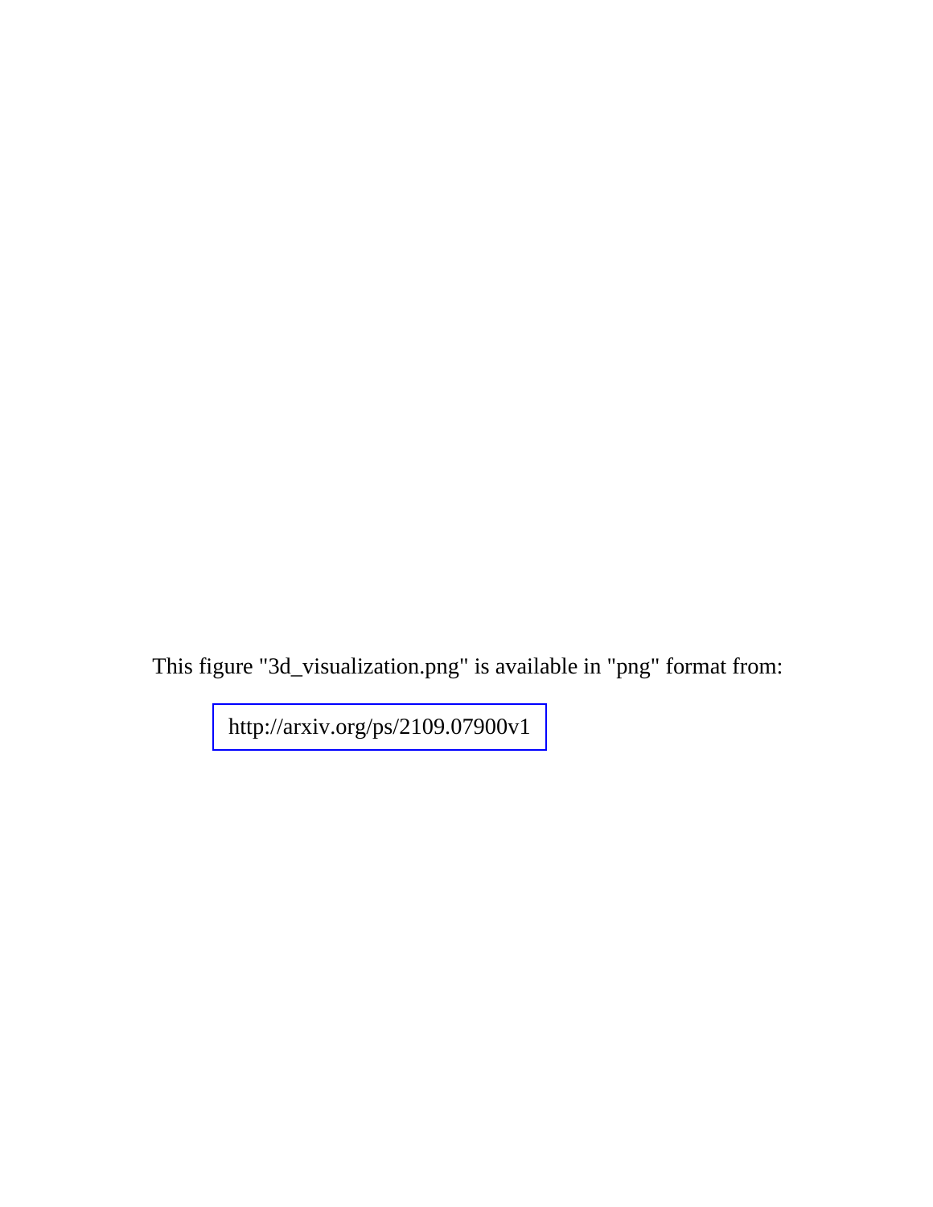This figure "3d_visualization.png" is available in "png" format from:

http://arxiv.org/ps/2109.07900v1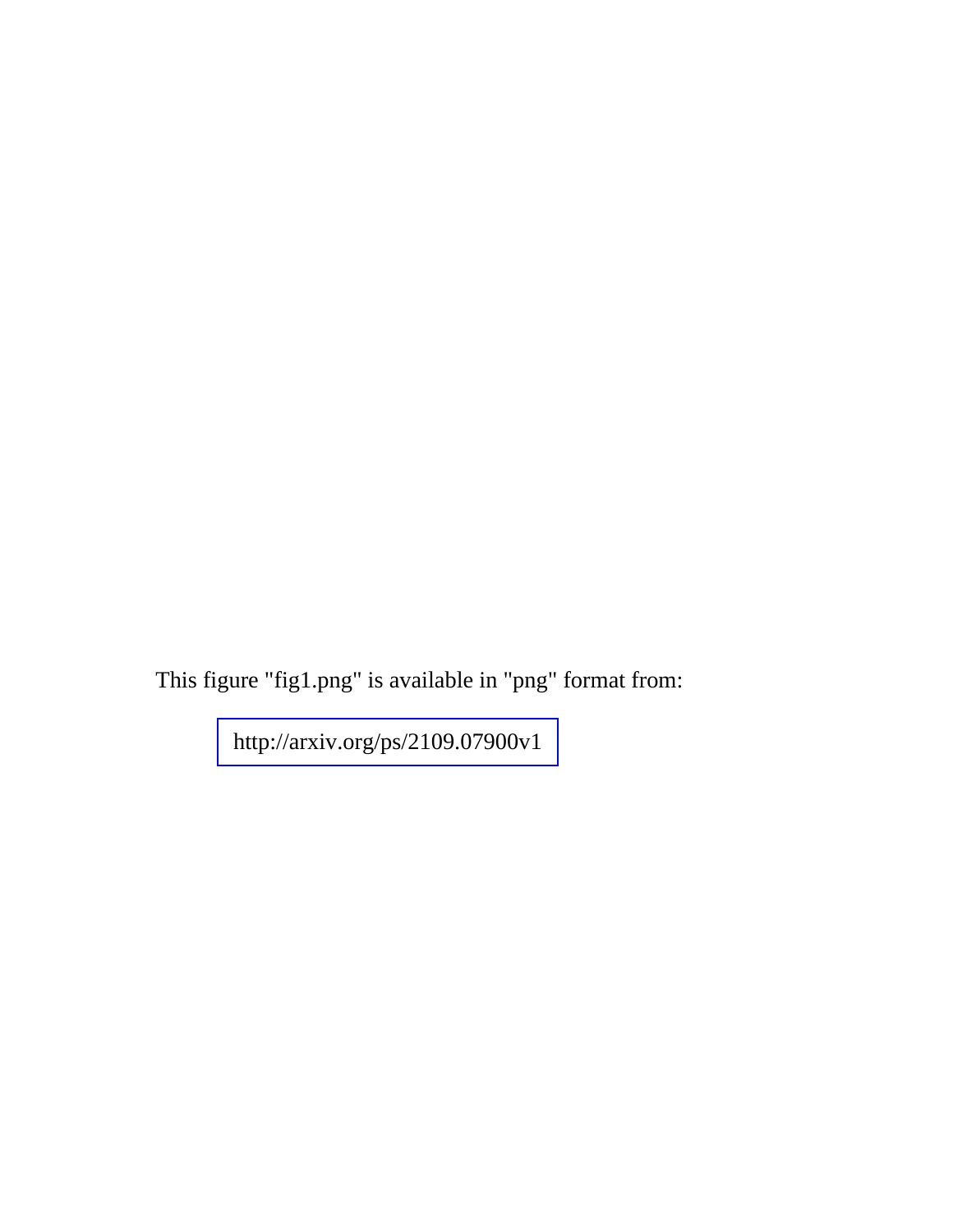This figure "fig1.png" is available in "png" format from:

http://arxiv.org/ps/2109.07900v1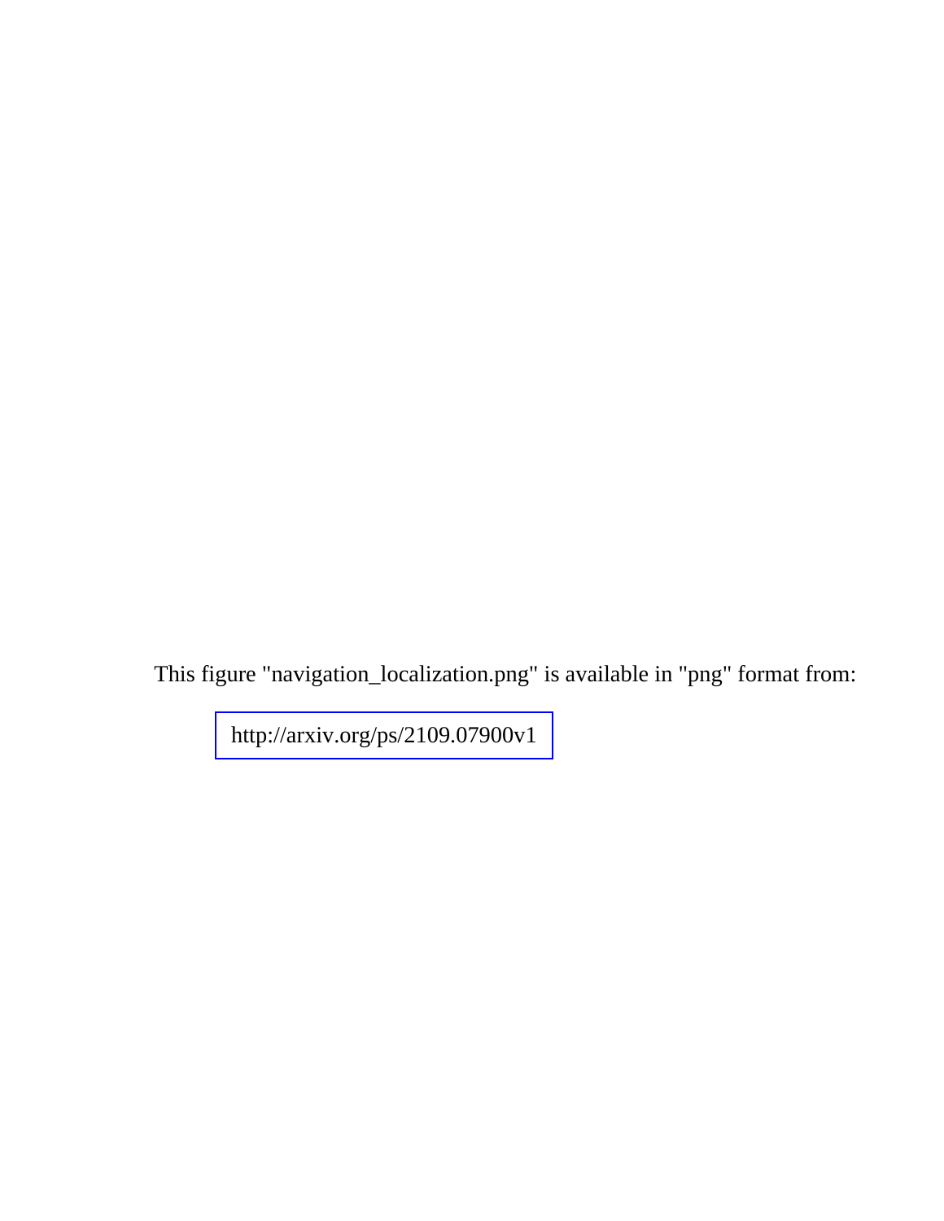This figure "navigation_localization.png" is available in "png" format from:

http://arxiv.org/ps/2109.07900v1